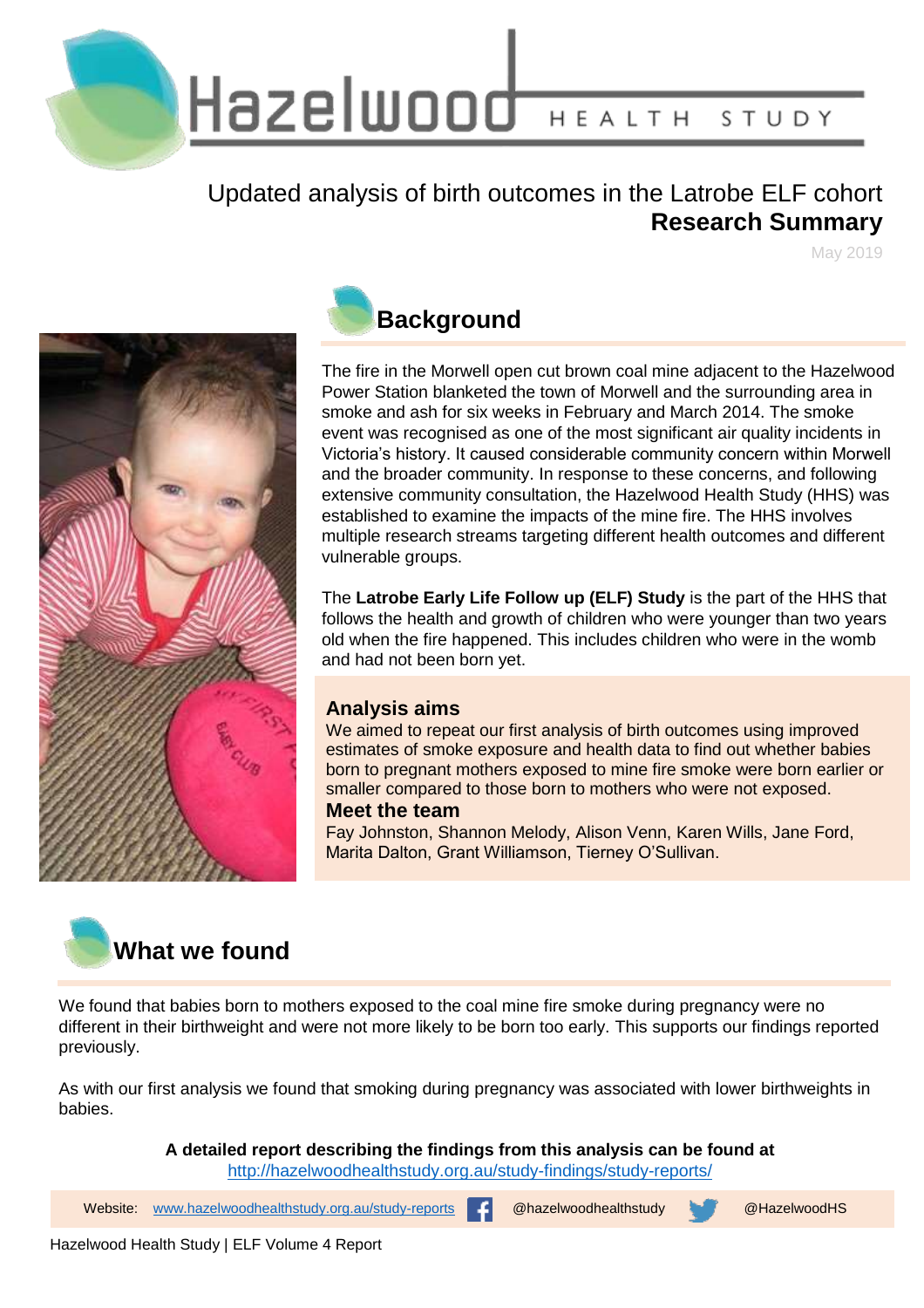# Hazelwood HEALTH STUDY

## Updated analysis of birth outcomes in the Latrobe ELF cohort

## **Research Summary**

May 2019

## Background

The fire in the Morwell open cut brown coal mine adjacent to the Hazelwood Power Station blanketed the town of Morwell and the surrounding area in smoke and ash for six weeks in February and March 2014. The smoke event was recognised as one of the most significant air quality incidents in Victoria's history. It caused considerable community concern within Morwell and the broader community. In response to these concerns, and following extensive community consultation, the Hazelwood Health Study (HHS) was established to examine the impacts of the mine fire. The HHS involves multiple research streams targeting different health outcomes and different vulnerable groups.

The **Latrobe Early Life Follow up (ELF) Study** is the part of the HHS that follows the health and growth of children who were younger than two years old when the fire happened. This includes children who were in the womb and had not been born yet.

### Analysis aims

We aimed to repeat our first analysis of birth outcomes using improved estimates of smoke exposure and health data to find out whether babies born to pregnant mothers exposed to mine fire smoke were born earlier or smaller compared to those born to mothers who were not exposed.

### Meet the team

Fay Johnston, Shannon Melody, Alison Venn, Karen Wills, Jane Ford, Marita Dalton, Grant Williamson, Tierney O'Sullivan.

## What we found

We found that babies born to mothers exposed to the coal mine fire smoke during pregnancy were no different in their birthweight and were not more likely to be born too early. This supports our findings reported previously.

As with our first analysis we found that smoking during pregnancy was associated with lower birthweights in babies.

**A detailed report describing the findings from this analysis can be found at**
http://hazelwoodhealthstudy.org.au/study-findings/study-reports/

Website: www.hazelwoodhealthstudy.org.au/study-reports | @hazelwoodhealthstudy | @HazelwoodHS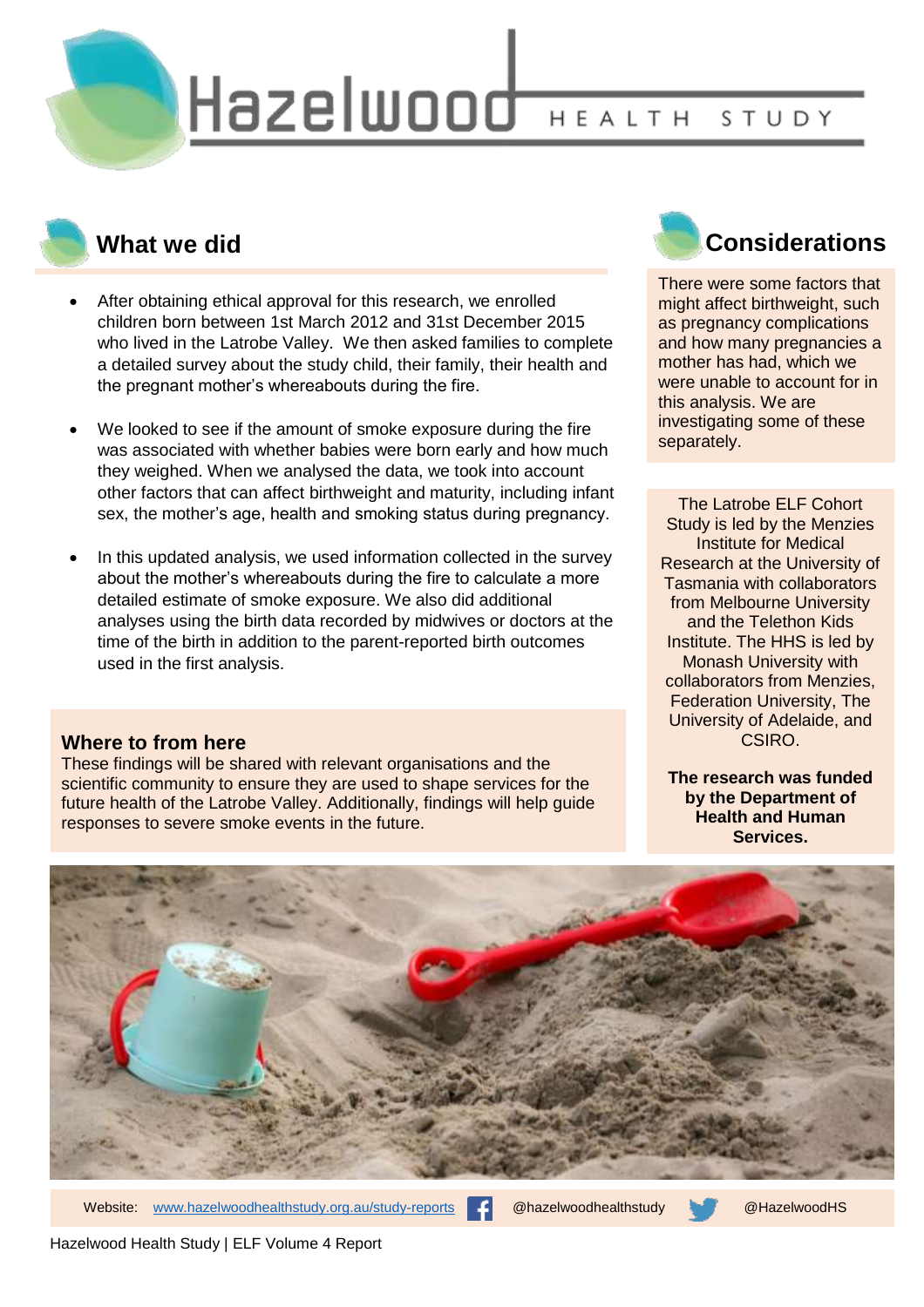# Hazelwood HEALTH STUDY

## What we did

- After obtaining ethical approval for this research, we enrolled children born between 1st March 2012 and 31st December 2015 who lived in the Latrobe Valley. We then asked families to complete a detailed survey about the study child, their family, their health and the pregnant mother's whereabouts during the fire.
- We looked to see if the amount of smoke exposure during the fire was associated with whether babies were born early and how much they weighed. When we analysed the data, we took into account other factors that can affect birthweight and maturity, including infant sex, the mother's age, health and smoking status during pregnancy.
- In this updated analysis, we used information collected in the survey about the mother's whereabouts during the fire to calculate a more detailed estimate of smoke exposure. We also did additional analyses using the birth data recorded by midwives or doctors at the time of the birth in addition to the parent-reported birth outcomes used in the first analysis.

### Where to from here

These findings will be shared with relevant organisations and the scientific community to ensure they are used to shape services for the future health of the Latrobe Valley. Additionally, findings will help guide responses to severe smoke events in the future.

## Considerations

There were some factors that might affect birthweight, such as pregnancy complications and how many pregnancies a mother has had, which we were unable to account for in this analysis. We are investigating some of these separately.

The Latrobe ELF Cohort Study is led by the Menzies Institute for Medical Research at the University of Tasmania with collaborators from Melbourne University and the Telethon Kids Institute. The HHS is led by Monash University with collaborators from Menzies, Federation University, The University of Adelaide, and CSIRO.

**The research was funded by the Department of Health and Human Services.**

Website: www.hazelwoodhealthstudy.org.au/study-reports @hazelwoodhealthstudy @HazelwoodHS

Hazelwood Health Study | ELF Volume 4 Report